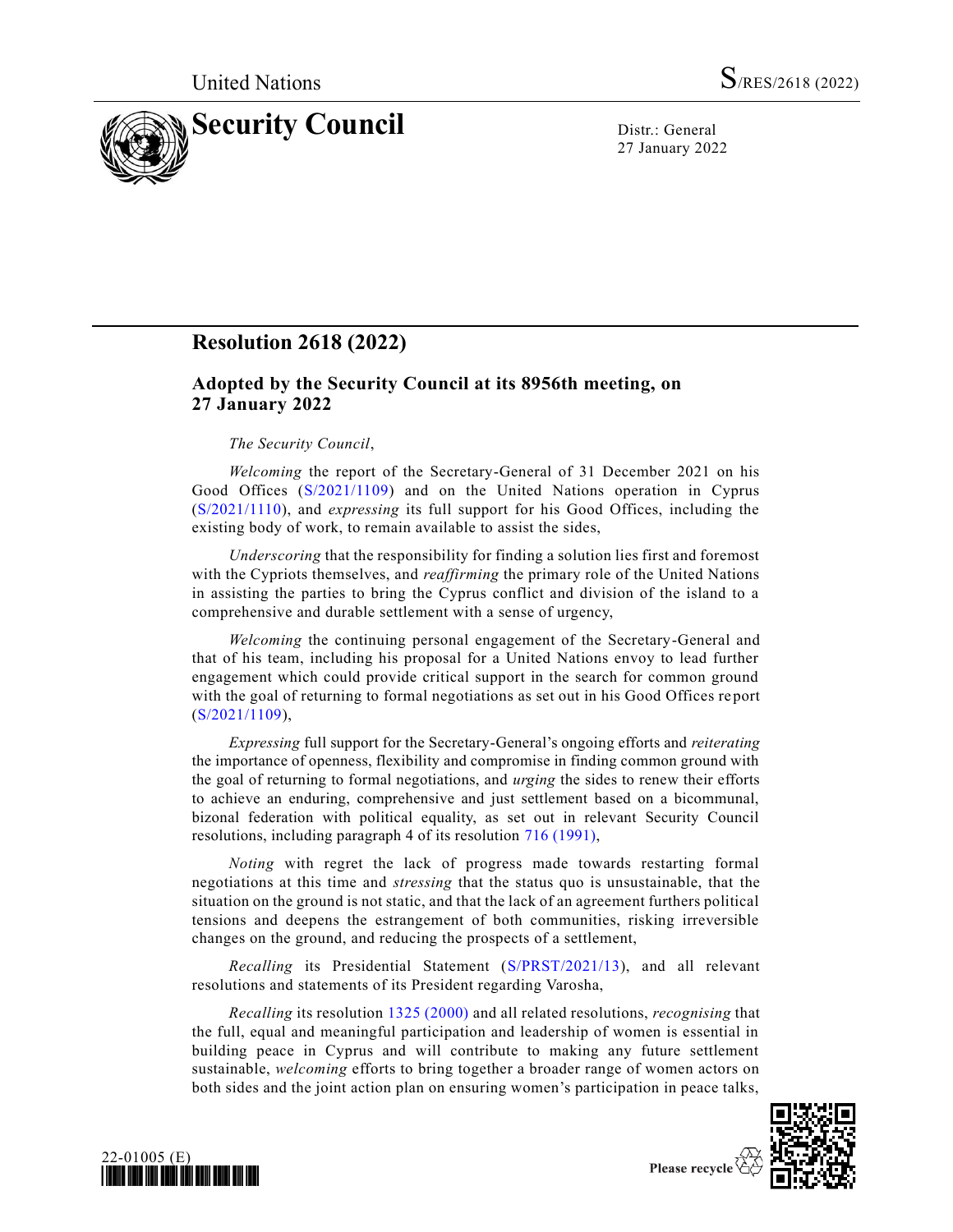United Nations S/RES/2618 (2022)

# Security Council

Distr.: General
27 January 2022

## Resolution 2618 (2022)

### Adopted by the Security Council at its 8956th meeting, on 27 January 2022

*The Security Council*,

*Welcoming* the report of the Secretary-General of 31 December 2021 on his Good Offices (S/2021/1109) and on the United Nations operation in Cyprus (S/2021/1110), and *expressing* its full support for his Good Offices, including the existing body of work, to remain available to assist the sides,

*Underscoring* that the responsibility for finding a solution lies first and foremost with the Cypriots themselves, and *reaffirming* the primary role of the United Nations in assisting the parties to bring the Cyprus conflict and division of the island to a comprehensive and durable settlement with a sense of urgency,

*Welcoming* the continuing personal engagement of the Secretary-General and that of his team, including his proposal for a United Nations envoy to lead further engagement which could provide critical support in the search for common ground with the goal of returning to formal negotiations as set out in his Good Offices report (S/2021/1109),

*Expressing* full support for the Secretary-General's ongoing efforts and *reiterating* the importance of openness, flexibility and compromise in finding common ground with the goal of returning to formal negotiations, and *urging* the sides to renew their efforts to achieve an enduring, comprehensive and just settlement based on a bicommunal, bizonal federation with political equality, as set out in relevant Security Council resolutions, including paragraph 4 of its resolution 716 (1991),

*Noting* with regret the lack of progress made towards restarting formal negotiations at this time and *stressing* that the status quo is unsustainable, that the situation on the ground is not static, and that the lack of an agreement furthers political tensions and deepens the estrangement of both communities, risking irreversible changes on the ground, and reducing the prospects of a settlement,

*Recalling* its Presidential Statement (S/PRST/2021/13), and all relevant resolutions and statements of its President regarding Varosha,

*Recalling* its resolution 1325 (2000) and all related resolutions, *recognising* that the full, equal and meaningful participation and leadership of women is essential in building peace in Cyprus and will contribute to making any future settlement sustainable, *welcoming* efforts to bring together a broader range of women actors on both sides and the joint action plan on ensuring women's participation in peace talks,

22-01005 (E)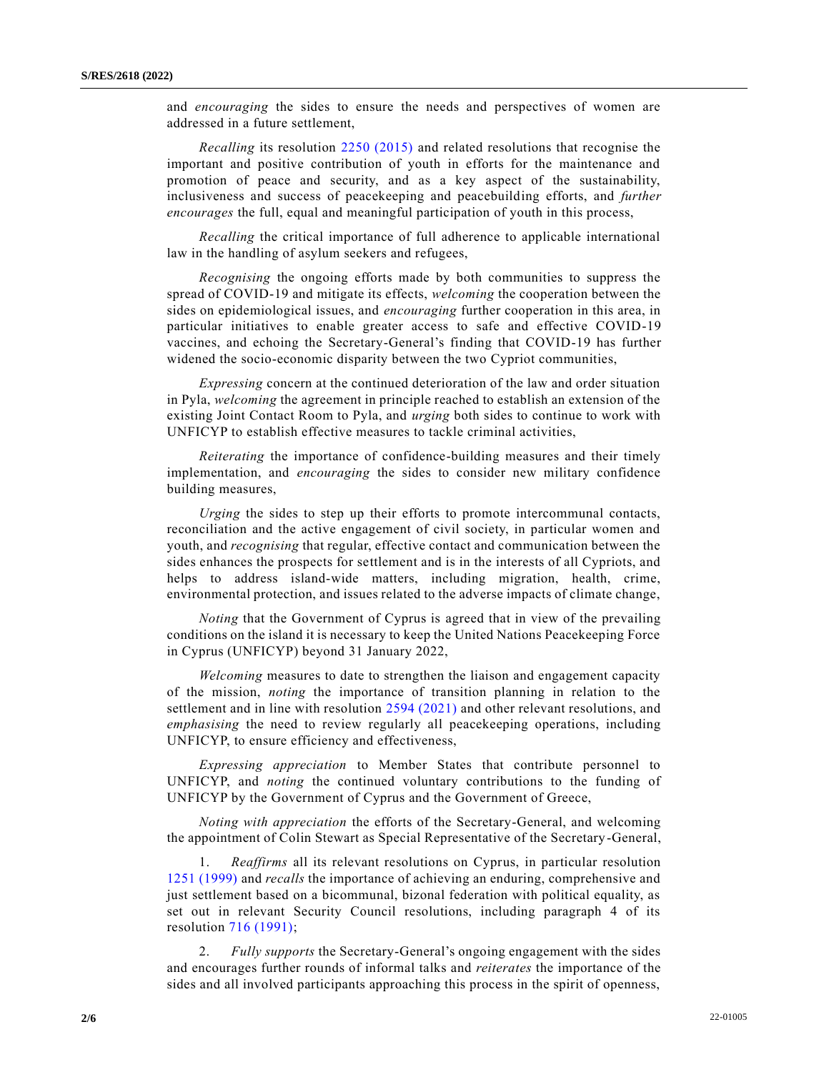and *encouraging* the sides to ensure the needs and perspectives of women are addressed in a future settlement,

*Recalling* its resolution 2250 (2015) and related resolutions that recognise the important and positive contribution of youth in efforts for the maintenance and promotion of peace and security, and as a key aspect of the sustainability, inclusiveness and success of peacekeeping and peacebuilding efforts, and *further encourages* the full, equal and meaningful participation of youth in this process,

*Recalling* the critical importance of full adherence to applicable international law in the handling of asylum seekers and refugees,

*Recognising* the ongoing efforts made by both communities to suppress the spread of COVID-19 and mitigate its effects, *welcoming* the cooperation between the sides on epidemiological issues, and *encouraging* further cooperation in this area, in particular initiatives to enable greater access to safe and effective COVID-19 vaccines, and echoing the Secretary-General's finding that COVID-19 has further widened the socio-economic disparity between the two Cypriot communities,

*Expressing* concern at the continued deterioration of the law and order situation in Pyla, *welcoming* the agreement in principle reached to establish an extension of the existing Joint Contact Room to Pyla, and *urging* both sides to continue to work with UNFICYP to establish effective measures to tackle criminal activities,

*Reiterating* the importance of confidence-building measures and their timely implementation, and *encouraging* the sides to consider new military confidence building measures,

*Urging* the sides to step up their efforts to promote intercommunal contacts, reconciliation and the active engagement of civil society, in particular women and youth, and *recognising* that regular, effective contact and communication between the sides enhances the prospects for settlement and is in the interests of all Cypriots, and helps to address island-wide matters, including migration, health, crime, environmental protection, and issues related to the adverse impacts of climate change,

*Noting* that the Government of Cyprus is agreed that in view of the prevailing conditions on the island it is necessary to keep the United Nations Peacekeeping Force in Cyprus (UNFICYP) beyond 31 January 2022,

*Welcoming* measures to date to strengthen the liaison and engagement capacity of the mission, *noting* the importance of transition planning in relation to the settlement and in line with resolution 2594 (2021) and other relevant resolutions, and *emphasising* the need to review regularly all peacekeeping operations, including UNFICYP, to ensure efficiency and effectiveness,

*Expressing appreciation* to Member States that contribute personnel to UNFICYP, and *noting* the continued voluntary contributions to the funding of UNFICYP by the Government of Cyprus and the Government of Greece,

*Noting with appreciation* the efforts of the Secretary-General, and welcoming the appointment of Colin Stewart as Special Representative of the Secretary-General,

1. *Reaffirms* all its relevant resolutions on Cyprus, in particular resolution 1251 (1999) and *recalls* the importance of achieving an enduring, comprehensive and just settlement based on a bicommunal, bizonal federation with political equality, as set out in relevant Security Council resolutions, including paragraph 4 of its resolution 716 (1991);

2. *Fully supports* the Secretary-General's ongoing engagement with the sides and encourages further rounds of informal talks and *reiterates* the importance of the sides and all involved participants approaching this process in the spirit of openness,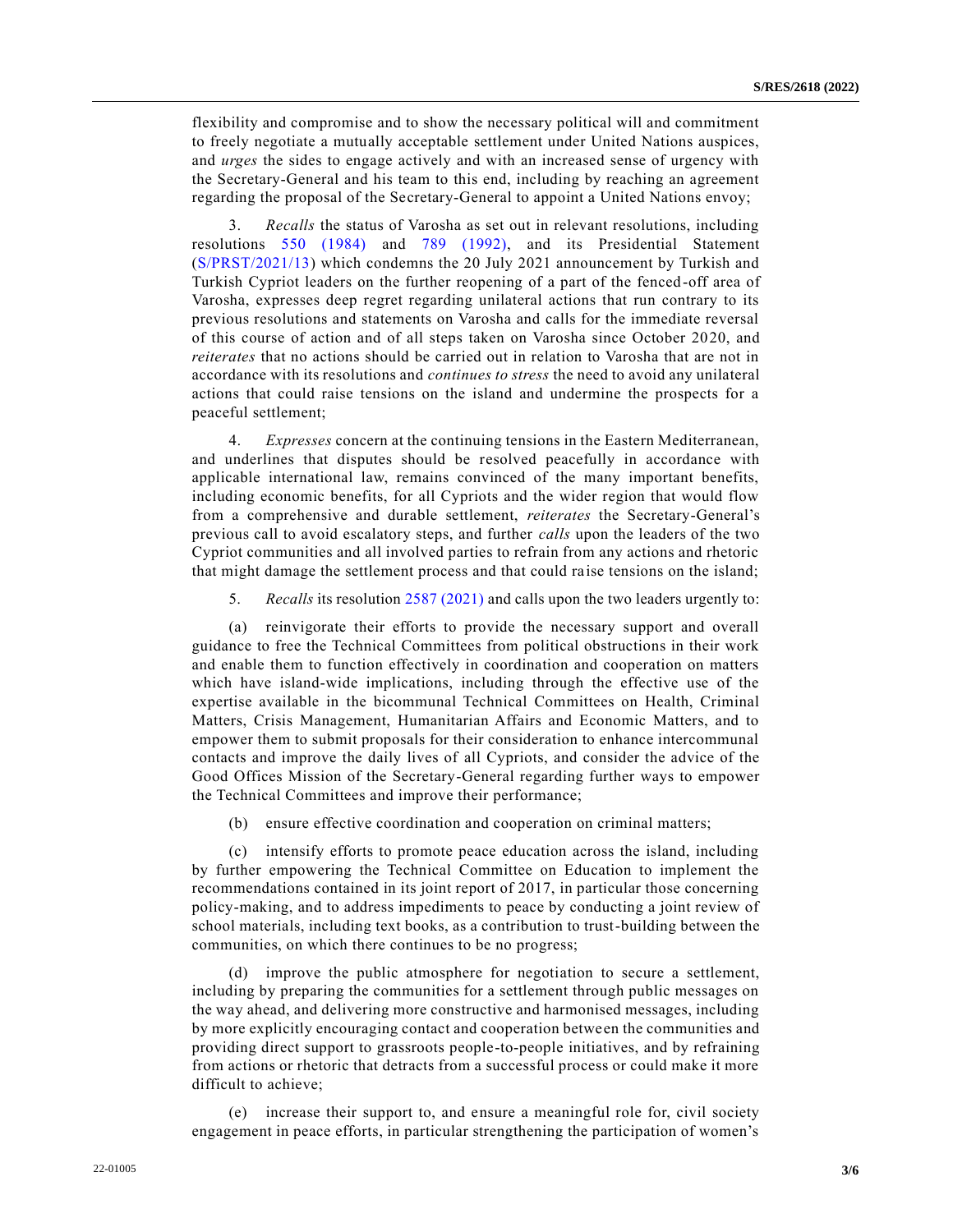flexibility and compromise and to show the necessary political will and commitment to freely negotiate a mutually acceptable settlement under United Nations auspices, and *urges* the sides to engage actively and with an increased sense of urgency with the Secretary-General and his team to this end, including by reaching an agreement regarding the proposal of the Secretary-General to appoint a United Nations envoy;

3. *Recalls* the status of Varosha as set out in relevant resolutions, including resolutions 550 (1984) and 789 (1992), and its Presidential Statement (S/PRST/2021/13) which condemns the 20 July 2021 announcement by Turkish and Turkish Cypriot leaders on the further reopening of a part of the fenced-off area of Varosha, expresses deep regret regarding unilateral actions that run contrary to its previous resolutions and statements on Varosha and calls for the immediate reversal of this course of action and of all steps taken on Varosha since October 2020, and *reiterates* that no actions should be carried out in relation to Varosha that are not in accordance with its resolutions and *continues to stress* the need to avoid any unilateral actions that could raise tensions on the island and undermine the prospects for a peaceful settlement;

4. *Expresses* concern at the continuing tensions in the Eastern Mediterranean, and underlines that disputes should be resolved peacefully in accordance with applicable international law, remains convinced of the many important benefits, including economic benefits, for all Cypriots and the wider region that would flow from a comprehensive and durable settlement, *reiterates* the Secretary-General's previous call to avoid escalatory steps, and further *calls* upon the leaders of the two Cypriot communities and all involved parties to refrain from any actions and rhetoric that might damage the settlement process and that could raise tensions on the island;

5. *Recalls* its resolution 2587 (2021) and calls upon the two leaders urgently to:

(a) reinvigorate their efforts to provide the necessary support and overall guidance to free the Technical Committees from political obstructions in their work and enable them to function effectively in coordination and cooperation on matters which have island-wide implications, including through the effective use of the expertise available in the bicommunal Technical Committees on Health, Criminal Matters, Crisis Management, Humanitarian Affairs and Economic Matters, and to empower them to submit proposals for their consideration to enhance intercommunal contacts and improve the daily lives of all Cypriots, and consider the advice of the Good Offices Mission of the Secretary-General regarding further ways to empower the Technical Committees and improve their performance;

(b) ensure effective coordination and cooperation on criminal matters;

(c) intensify efforts to promote peace education across the island, including by further empowering the Technical Committee on Education to implement the recommendations contained in its joint report of 2017, in particular those concerning policy-making, and to address impediments to peace by conducting a joint review of school materials, including text books, as a contribution to trust-building between the communities, on which there continues to be no progress;

(d) improve the public atmosphere for negotiation to secure a settlement, including by preparing the communities for a settlement through public messages on the way ahead, and delivering more constructive and harmonised messages, including by more explicitly encouraging contact and cooperation between the communities and providing direct support to grassroots people-to-people initiatives, and by refraining from actions or rhetoric that detracts from a successful process or could make it more difficult to achieve;

(e) increase their support to, and ensure a meaningful role for, civil society engagement in peace efforts, in particular strengthening the participation of women's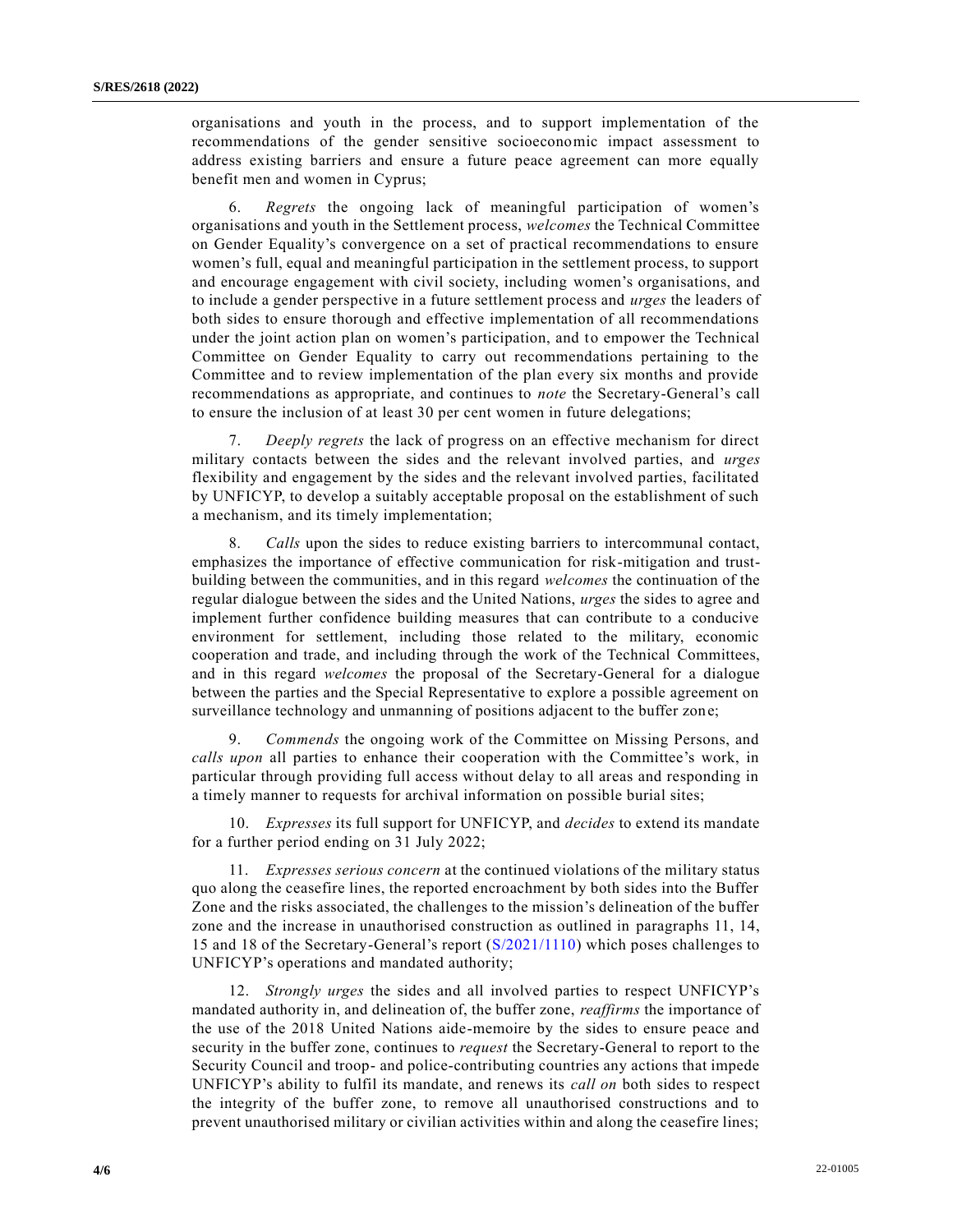organisations and youth in the process, and to support implementation of the recommendations of the gender sensitive socioeconomic impact assessment to address existing barriers and ensure a future peace agreement can more equally benefit men and women in Cyprus;

6. *Regrets* the ongoing lack of meaningful participation of women's organisations and youth in the Settlement process, *welcomes* the Technical Committee on Gender Equality's convergence on a set of practical recommendations to ensure women's full, equal and meaningful participation in the settlement process, to support and encourage engagement with civil society, including women's organisations, and to include a gender perspective in a future settlement process and *urges* the leaders of both sides to ensure thorough and effective implementation of all recommendations under the joint action plan on women's participation, and to empower the Technical Committee on Gender Equality to carry out recommendations pertaining to the Committee and to review implementation of the plan every six months and provide recommendations as appropriate, and continues to *note* the Secretary-General's call to ensure the inclusion of at least 30 per cent women in future delegations;

7. *Deeply regrets* the lack of progress on an effective mechanism for direct military contacts between the sides and the relevant involved parties, and *urges* flexibility and engagement by the sides and the relevant involved parties, facilitated by UNFICYP, to develop a suitably acceptable proposal on the establishment of such a mechanism, and its timely implementation;

8. *Calls* upon the sides to reduce existing barriers to intercommunal contact, emphasizes the importance of effective communication for risk-mitigation and trust-building between the communities, and in this regard *welcomes* the continuation of the regular dialogue between the sides and the United Nations, *urges* the sides to agree and implement further confidence building measures that can contribute to a conducive environment for settlement, including those related to the military, economic cooperation and trade, and including through the work of the Technical Committees, and in this regard *welcomes* the proposal of the Secretary-General for a dialogue between the parties and the Special Representative to explore a possible agreement on surveillance technology and unmanning of positions adjacent to the buffer zone;

9. *Commends* the ongoing work of the Committee on Missing Persons, and *calls upon* all parties to enhance their cooperation with the Committee's work, in particular through providing full access without delay to all areas and responding in a timely manner to requests for archival information on possible burial sites;

10. *Expresses* its full support for UNFICYP, and *decides* to extend its mandate for a further period ending on 31 July 2022;

11. *Expresses serious concern* at the continued violations of the military status quo along the ceasefire lines, the reported encroachment by both sides into the Buffer Zone and the risks associated, the challenges to the mission's delineation of the buffer zone and the increase in unauthorised construction as outlined in paragraphs 11, 14, 15 and 18 of the Secretary-General's report (S/2021/1110) which poses challenges to UNFICYP's operations and mandated authority;

12. *Strongly urges* the sides and all involved parties to respect UNFICYP's mandated authority in, and delineation of, the buffer zone, *reaffirms* the importance of the use of the 2018 United Nations aide-memoire by the sides to ensure peace and security in the buffer zone, continues to *request* the Secretary-General to report to the Security Council and troop- and police-contributing countries any actions that impede UNFICYP's ability to fulfil its mandate, and renews its *call on* both sides to respect the integrity of the buffer zone, to remove all unauthorised constructions and to prevent unauthorised military or civilian activities within and along the ceasefire lines;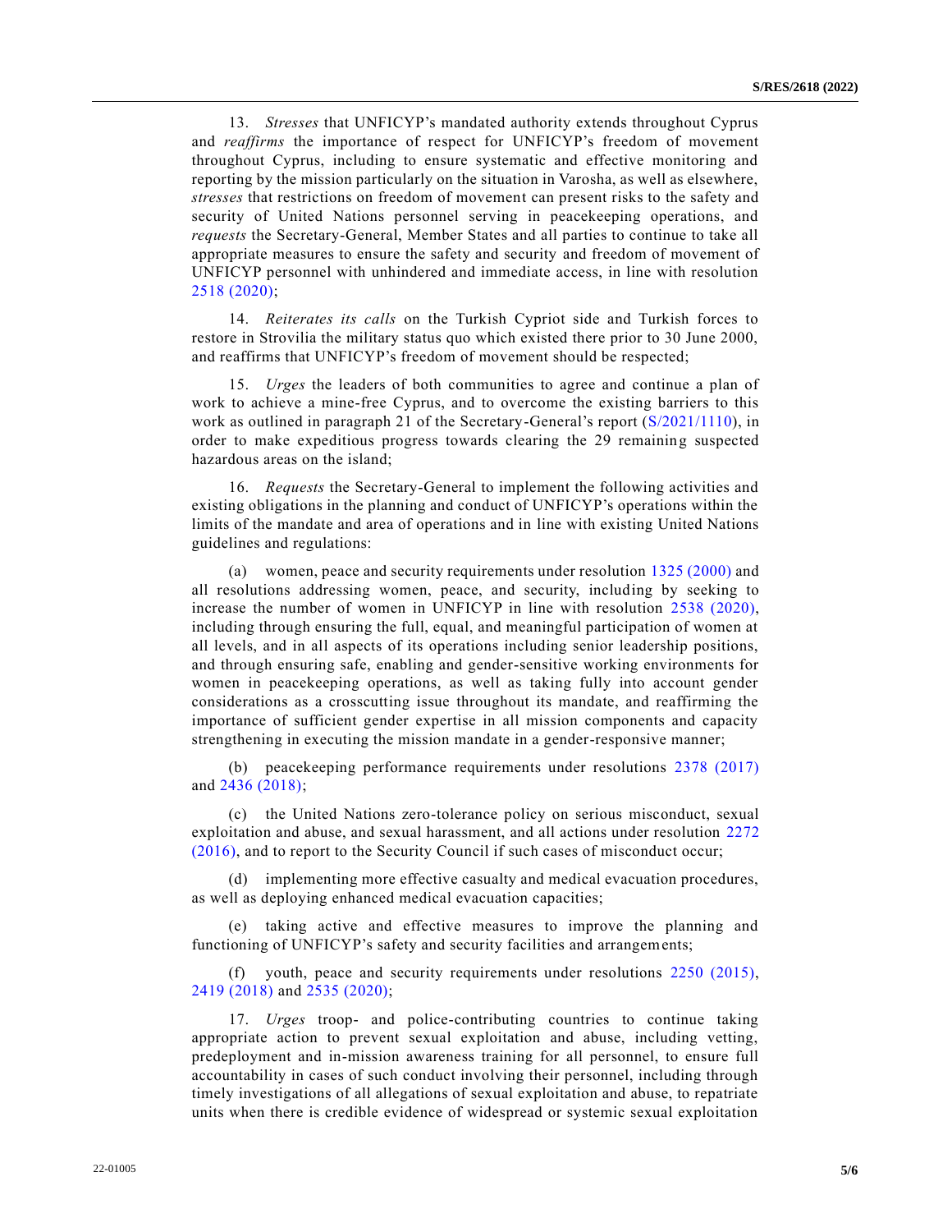13. *Stresses* that UNFICYP's mandated authority extends throughout Cyprus and *reaffirms* the importance of respect for UNFICYP's freedom of movement throughout Cyprus, including to ensure systematic and effective monitoring and reporting by the mission particularly on the situation in Varosha, as well as elsewhere, *stresses* that restrictions on freedom of movement can present risks to the safety and security of United Nations personnel serving in peacekeeping operations, and *requests* the Secretary-General, Member States and all parties to continue to take all appropriate measures to ensure the safety and security and freedom of movement of UNFICYP personnel with unhindered and immediate access, in line with resolution 2518 (2020);

14. *Reiterates its calls* on the Turkish Cypriot side and Turkish forces to restore in Strovilia the military status quo which existed there prior to 30 June 2000, and reaffirms that UNFICYP's freedom of movement should be respected;

15. *Urges* the leaders of both communities to agree and continue a plan of work to achieve a mine-free Cyprus, and to overcome the existing barriers to this work as outlined in paragraph 21 of the Secretary-General's report (S/2021/1110), in order to make expeditious progress towards clearing the 29 remaining suspected hazardous areas on the island;

16. *Requests* the Secretary-General to implement the following activities and existing obligations in the planning and conduct of UNFICYP's operations within the limits of the mandate and area of operations and in line with existing United Nations guidelines and regulations:

(a) women, peace and security requirements under resolution 1325 (2000) and all resolutions addressing women, peace, and security, including by seeking to increase the number of women in UNFICYP in line with resolution 2538 (2020), including through ensuring the full, equal, and meaningful participation of women at all levels, and in all aspects of its operations including senior leadership positions, and through ensuring safe, enabling and gender-sensitive working environments for women in peacekeeping operations, as well as taking fully into account gender considerations as a crosscutting issue throughout its mandate, and reaffirming the importance of sufficient gender expertise in all mission components and capacity strengthening in executing the mission mandate in a gender-responsive manner;

(b) peacekeeping performance requirements under resolutions 2378 (2017) and 2436 (2018);

(c) the United Nations zero-tolerance policy on serious misconduct, sexual exploitation and abuse, and sexual harassment, and all actions under resolution 2272 (2016), and to report to the Security Council if such cases of misconduct occur;

(d) implementing more effective casualty and medical evacuation procedures, as well as deploying enhanced medical evacuation capacities;

(e) taking active and effective measures to improve the planning and functioning of UNFICYP's safety and security facilities and arrangements;

(f) youth, peace and security requirements under resolutions 2250 (2015), 2419 (2018) and 2535 (2020);

17. *Urges* troop- and police-contributing countries to continue taking appropriate action to prevent sexual exploitation and abuse, including vetting, predeployment and in-mission awareness training for all personnel, to ensure full accountability in cases of such conduct involving their personnel, including through timely investigations of all allegations of sexual exploitation and abuse, to repatriate units when there is credible evidence of widespread or systemic sexual exploitation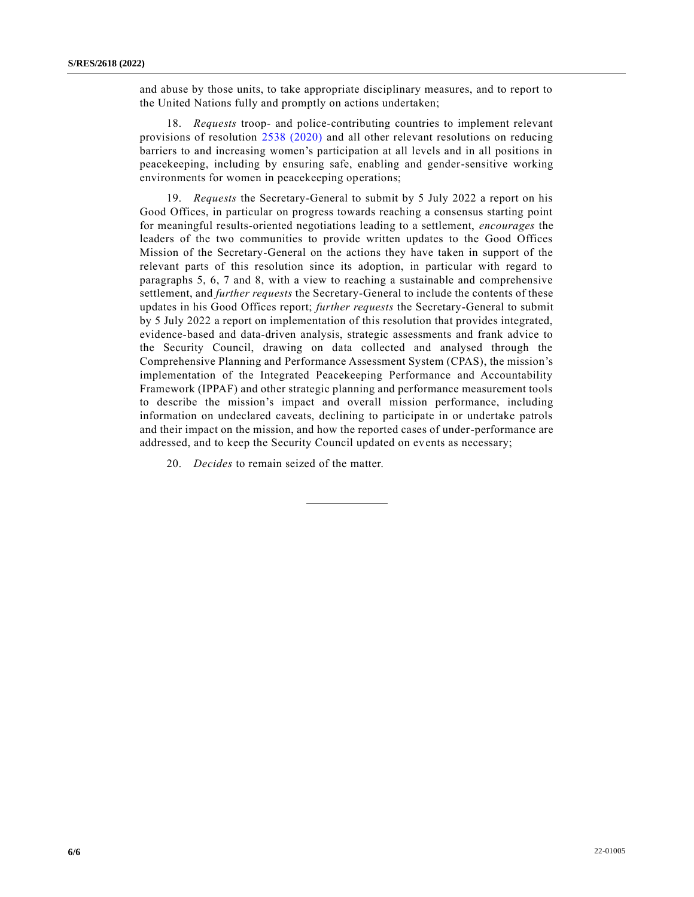and abuse by those units, to take appropriate disciplinary measures, and to report to the United Nations fully and promptly on actions undertaken;

18. *Requests* troop- and police-contributing countries to implement relevant provisions of resolution 2538 (2020) and all other relevant resolutions on reducing barriers to and increasing women's participation at all levels and in all positions in peacekeeping, including by ensuring safe, enabling and gender-sensitive working environments for women in peacekeeping operations;

19. *Requests* the Secretary-General to submit by 5 July 2022 a report on his Good Offices, in particular on progress towards reaching a consensus starting point for meaningful results-oriented negotiations leading to a settlement, *encourages* the leaders of the two communities to provide written updates to the Good Offices Mission of the Secretary-General on the actions they have taken in support of the relevant parts of this resolution since its adoption, in particular with regard to paragraphs 5, 6, 7 and 8, with a view to reaching a sustainable and comprehensive settlement, and *further requests* the Secretary-General to include the contents of these updates in his Good Offices report; *further requests* the Secretary-General to submit by 5 July 2022 a report on implementation of this resolution that provides integrated, evidence-based and data-driven analysis, strategic assessments and frank advice to the Security Council, drawing on data collected and analysed through the Comprehensive Planning and Performance Assessment System (CPAS), the mission's implementation of the Integrated Peacekeeping Performance and Accountability Framework (IPPAF) and other strategic planning and performance measurement tools to describe the mission's impact and overall mission performance, including information on undeclared caveats, declining to participate in or undertake patrols and their impact on the mission, and how the reported cases of under-performance are addressed, and to keep the Security Council updated on events as necessary;

20. *Decides* to remain seized of the matter.